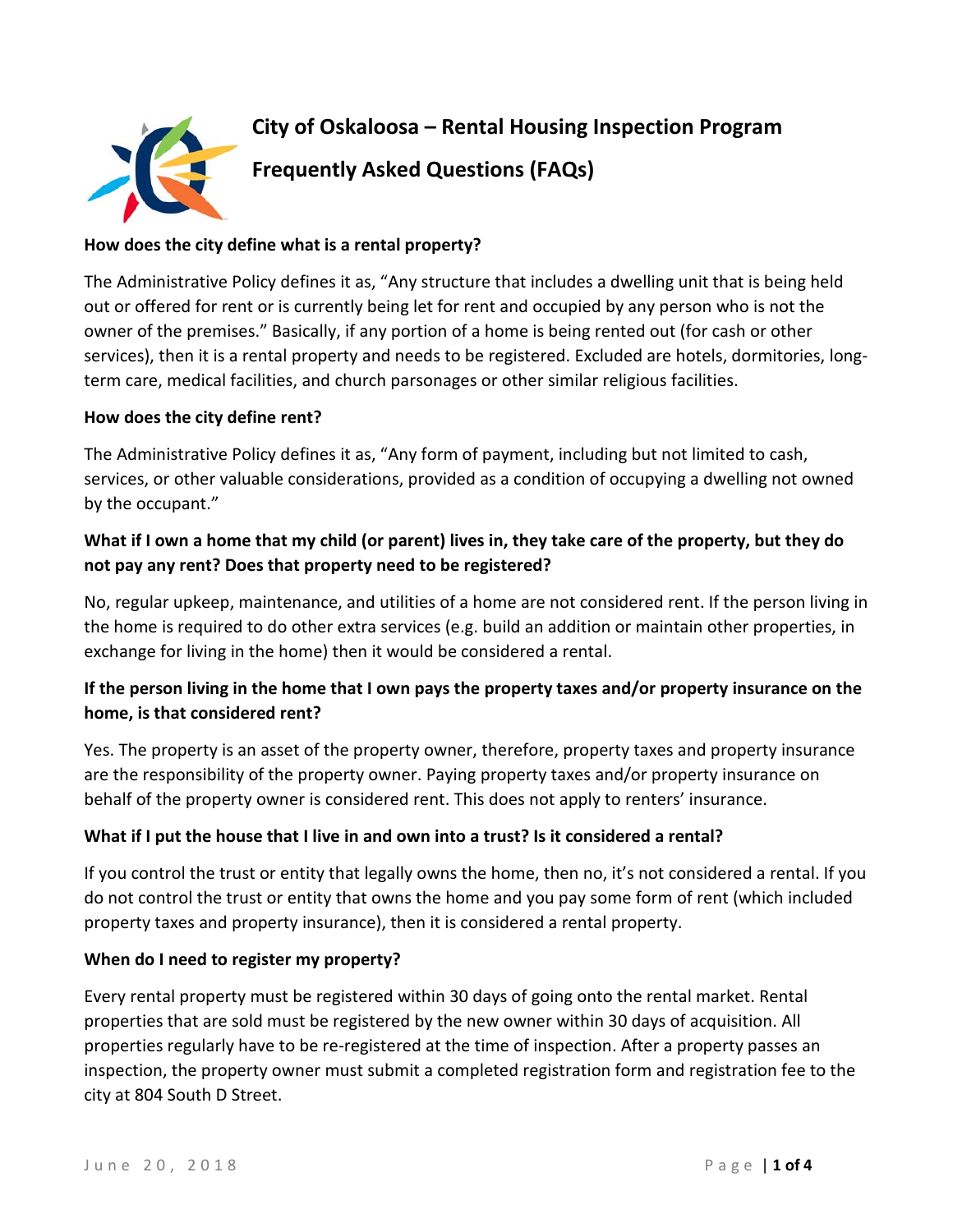# City of Oskaloosa – Rental Housing Inspection Program

## Frequently Asked Questions (FAQs)

**How does the city define what is a rental property?**

The Administrative Policy defines it as, "Any structure that includes a dwelling unit that is being held out or offered for rent or is currently being let for rent and occupied by any person who is not the owner of the premises." Basically, if any portion of a home is being rented out (for cash or other services), then it is a rental property and needs to be registered. Excluded are hotels, dormitories, long-term care, medical facilities, and church parsonages or other similar religious facilities.

**How does the city define rent?**

The Administrative Policy defines it as, "Any form of payment, including but not limited to cash, services, or other valuable considerations, provided as a condition of occupying a dwelling not owned by the occupant."

**What if I own a home that my child (or parent) lives in, they take care of the property, but they do not pay any rent? Does that property need to be registered?**

No, regular upkeep, maintenance, and utilities of a home are not considered rent. If the person living in the home is required to do other extra services (e.g. build an addition or maintain other properties, in exchange for living in the home) then it would be considered a rental.

**If the person living in the home that I own pays the property taxes and/or property insurance on the home, is that considered rent?**

Yes. The property is an asset of the property owner, therefore, property taxes and property insurance are the responsibility of the property owner. Paying property taxes and/or property insurance on behalf of the property owner is considered rent. This does not apply to renters' insurance.

**What if I put the house that I live in and own into a trust? Is it considered a rental?**

If you control the trust or entity that legally owns the home, then no, it's not considered a rental. If you do not control the trust or entity that owns the home and you pay some form of rent (which included property taxes and property insurance), then it is considered a rental property.

**When do I need to register my property?**

Every rental property must be registered within 30 days of going onto the rental market. Rental properties that are sold must be registered by the new owner within 30 days of acquisition. All properties regularly have to be re-registered at the time of inspection. After a property passes an inspection, the property owner must submit a completed registration form and registration fee to the city at 804 South D Street.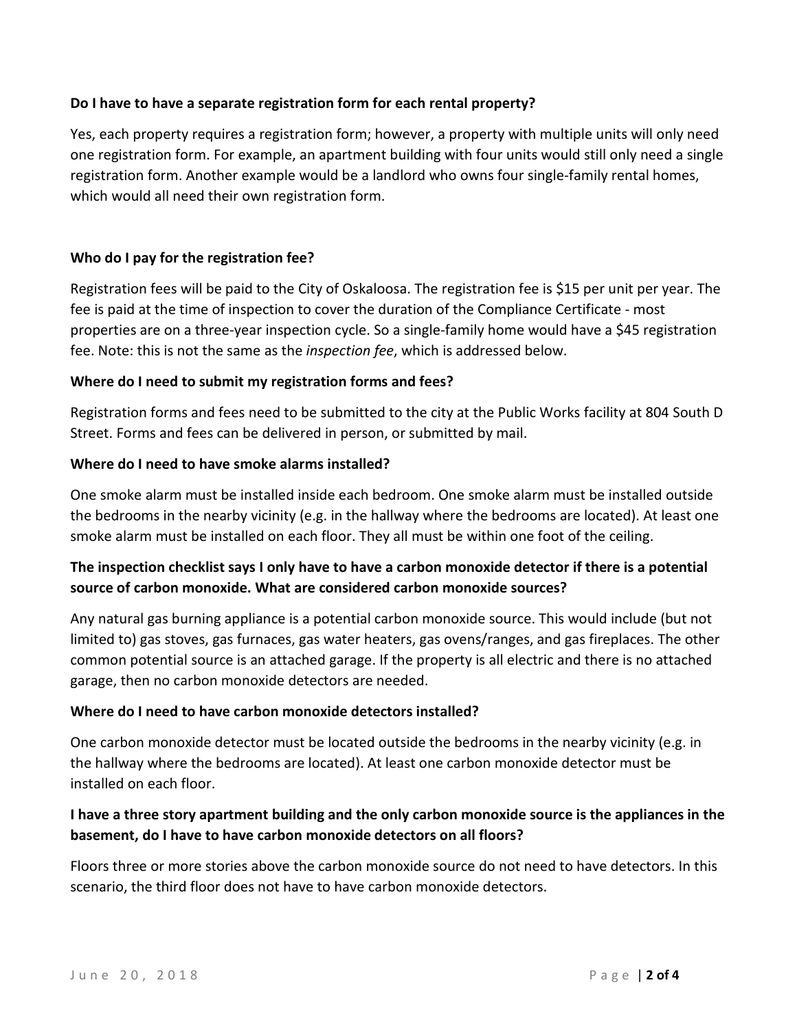**Do I have to have a separate registration form for each rental property?**

Yes, each property requires a registration form; however, a property with multiple units will only need one registration form. For example, an apartment building with four units would still only need a single registration form. Another example would be a landlord who owns four single-family rental homes, which would all need their own registration form.

**Who do I pay for the registration fee?**

Registration fees will be paid to the City of Oskaloosa. The registration fee is $15 per unit per year. The fee is paid at the time of inspection to cover the duration of the Compliance Certificate - most properties are on a three-year inspection cycle. So a single-family home would have a $45 registration fee. Note: this is not the same as the *inspection fee*, which is addressed below.

**Where do I need to submit my registration forms and fees?**

Registration forms and fees need to be submitted to the city at the Public Works facility at 804 South D Street. Forms and fees can be delivered in person, or submitted by mail.

**Where do I need to have smoke alarms installed?**

One smoke alarm must be installed inside each bedroom. One smoke alarm must be installed outside the bedrooms in the nearby vicinity (e.g. in the hallway where the bedrooms are located). At least one smoke alarm must be installed on each floor. They all must be within one foot of the ceiling.

**The inspection checklist says I only have to have a carbon monoxide detector if there is a potential source of carbon monoxide. What are considered carbon monoxide sources?**

Any natural gas burning appliance is a potential carbon monoxide source. This would include (but not limited to) gas stoves, gas furnaces, gas water heaters, gas ovens/ranges, and gas fireplaces. The other common potential source is an attached garage. If the property is all electric and there is no attached garage, then no carbon monoxide detectors are needed.

**Where do I need to have carbon monoxide detectors installed?**

One carbon monoxide detector must be located outside the bedrooms in the nearby vicinity (e.g. in the hallway where the bedrooms are located). At least one carbon monoxide detector must be installed on each floor.

**I have a three story apartment building and the only carbon monoxide source is the appliances in the basement, do I have to have carbon monoxide detectors on all floors?**

Floors three or more stories above the carbon monoxide source do not need to have detectors. In this scenario, the third floor does not have to have carbon monoxide detectors.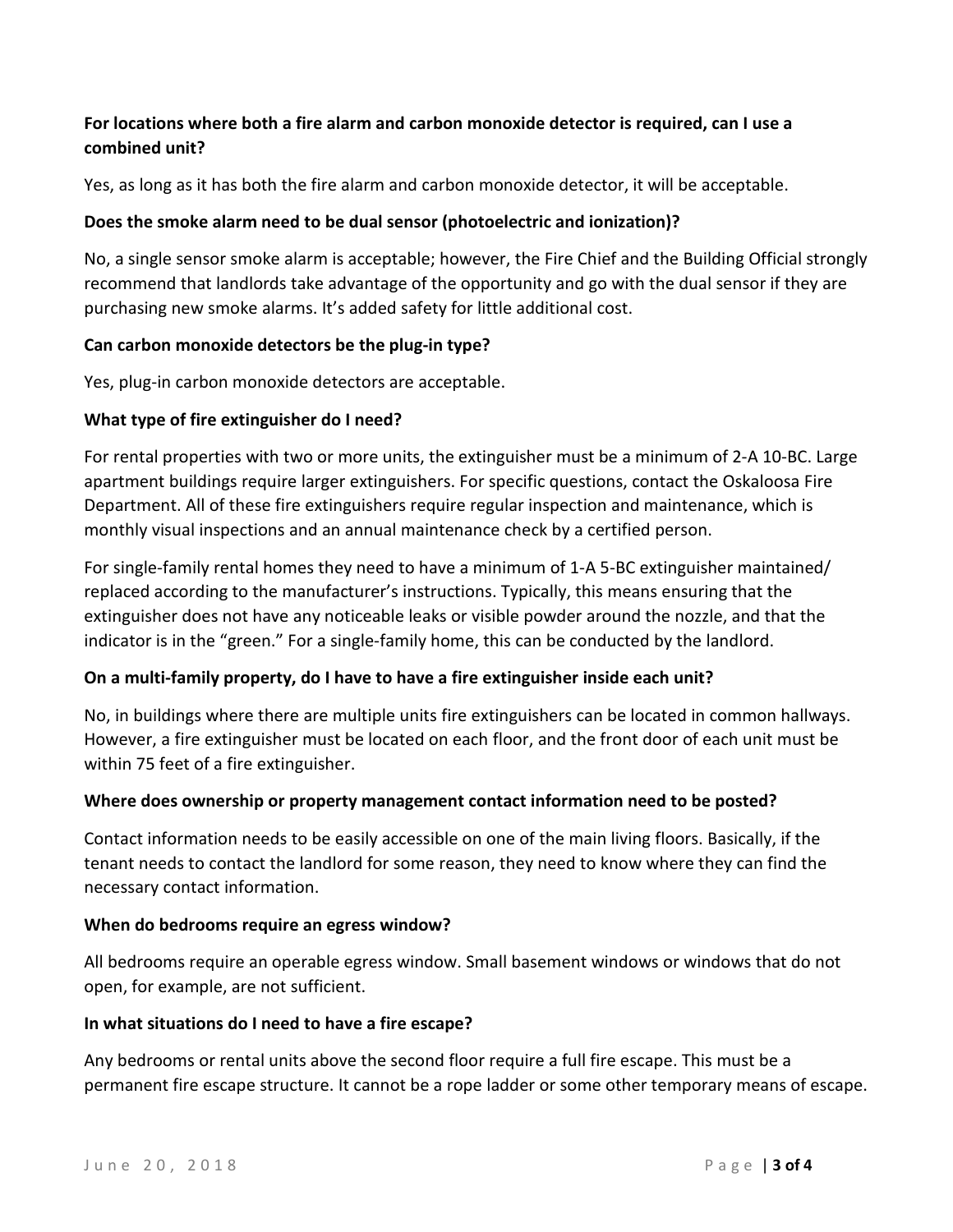**For locations where both a fire alarm and carbon monoxide detector is required, can I use a combined unit?**

Yes, as long as it has both the fire alarm and carbon monoxide detector, it will be acceptable.

**Does the smoke alarm need to be dual sensor (photoelectric and ionization)?**

No, a single sensor smoke alarm is acceptable; however, the Fire Chief and the Building Official strongly recommend that landlords take advantage of the opportunity and go with the dual sensor if they are purchasing new smoke alarms. It's added safety for little additional cost.

**Can carbon monoxide detectors be the plug-in type?**

Yes, plug-in carbon monoxide detectors are acceptable.

**What type of fire extinguisher do I need?**

For rental properties with two or more units, the extinguisher must be a minimum of 2-A 10-BC. Large apartment buildings require larger extinguishers. For specific questions, contact the Oskaloosa Fire Department. All of these fire extinguishers require regular inspection and maintenance, which is monthly visual inspections and an annual maintenance check by a certified person.

For single-family rental homes they need to have a minimum of 1-A 5-BC extinguisher maintained/ replaced according to the manufacturer's instructions. Typically, this means ensuring that the extinguisher does not have any noticeable leaks or visible powder around the nozzle, and that the indicator is in the "green." For a single-family home, this can be conducted by the landlord.

**On a multi-family property, do I have to have a fire extinguisher inside each unit?**

No, in buildings where there are multiple units fire extinguishers can be located in common hallways. However, a fire extinguisher must be located on each floor, and the front door of each unit must be within 75 feet of a fire extinguisher.

**Where does ownership or property management contact information need to be posted?**

Contact information needs to be easily accessible on one of the main living floors. Basically, if the tenant needs to contact the landlord for some reason, they need to know where they can find the necessary contact information.

**When do bedrooms require an egress window?**

All bedrooms require an operable egress window. Small basement windows or windows that do not open, for example, are not sufficient.

**In what situations do I need to have a fire escape?**

Any bedrooms or rental units above the second floor require a full fire escape. This must be a permanent fire escape structure. It cannot be a rope ladder or some other temporary means of escape.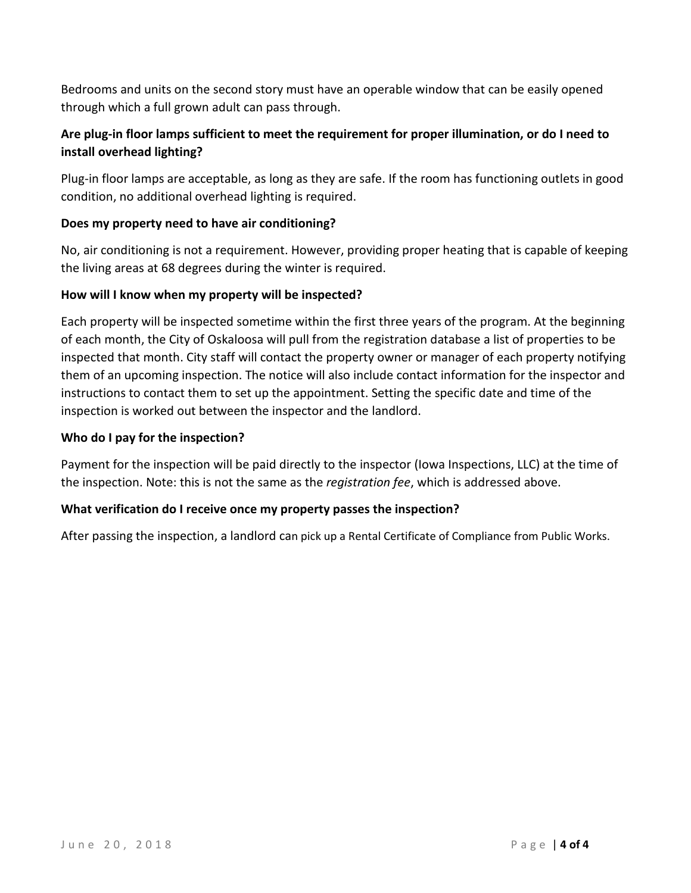Bedrooms and units on the second story must have an operable window that can be easily opened through which a full grown adult can pass through.

**Are plug-in floor lamps sufficient to meet the requirement for proper illumination, or do I need to install overhead lighting?**

Plug-in floor lamps are acceptable, as long as they are safe. If the room has functioning outlets in good condition, no additional overhead lighting is required.

**Does my property need to have air conditioning?**

No, air conditioning is not a requirement. However, providing proper heating that is capable of keeping the living areas at 68 degrees during the winter is required.

**How will I know when my property will be inspected?**

Each property will be inspected sometime within the first three years of the program. At the beginning of each month, the City of Oskaloosa will pull from the registration database a list of properties to be inspected that month. City staff will contact the property owner or manager of each property notifying them of an upcoming inspection. The notice will also include contact information for the inspector and instructions to contact them to set up the appointment. Setting the specific date and time of the inspection is worked out between the inspector and the landlord.

**Who do I pay for the inspection?**

Payment for the inspection will be paid directly to the inspector (Iowa Inspections, LLC) at the time of the inspection. Note: this is not the same as the *registration fee*, which is addressed above.

**What verification do I receive once my property passes the inspection?**

After passing the inspection, a landlord can pick up a Rental Certificate of Compliance from Public Works.